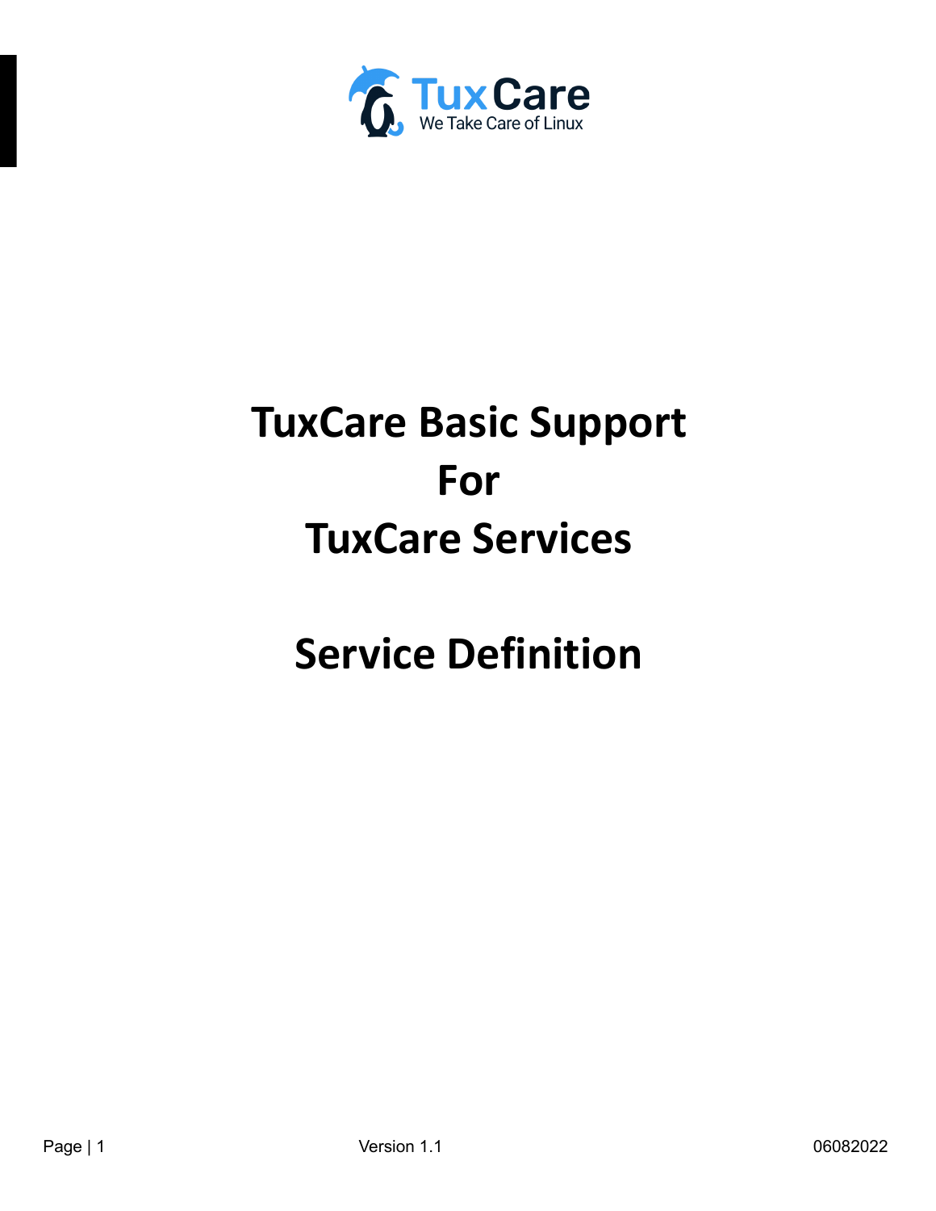# TuxCare Basic Support For TuxCare Services

# Service Definition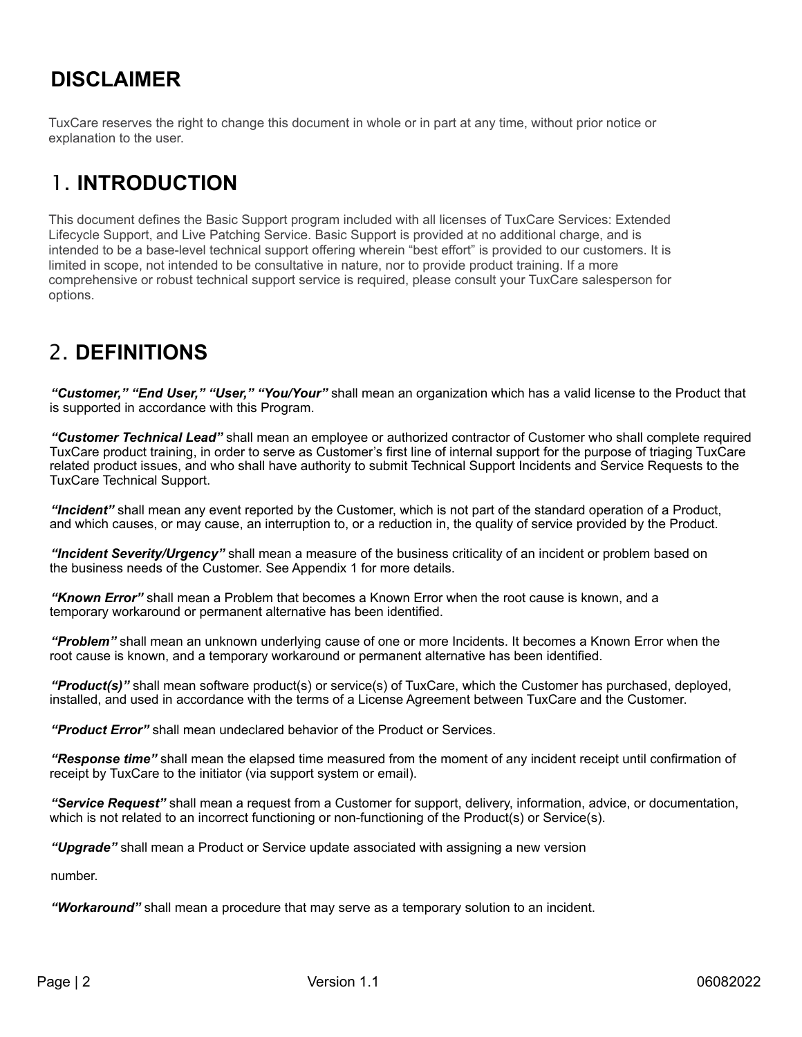# DISCLAIMER

TuxCare reserves the right to change this document in whole or in part at any time, without prior notice or explanation to the user.

# 1. INTRODUCTION

This document defines the Basic Support program included with all licenses of TuxCare Services: Extended Lifecycle Support, and Live Patching Service. Basic Support is provided at no additional charge, and is intended to be a base-level technical support offering wherein "best effort" is provided to our customers. It is limited in scope, not intended to be consultative in nature, nor to provide product training. If a more comprehensive or robust technical support service is required, please consult your TuxCare salesperson for options.

# 2. DEFINITIONS

***"Customer," "End User," "User," "You/Your"*** shall mean an organization which has a valid license to the Product that is supported in accordance with this Program.

***"Customer Technical Lead"*** shall mean an employee or authorized contractor of Customer who shall complete required TuxCare product training, in order to serve as Customer's first line of internal support for the purpose of triaging TuxCare related product issues, and who shall have authority to submit Technical Support Incidents and Service Requests to the TuxCare Technical Support.

***"Incident"*** shall mean any event reported by the Customer, which is not part of the standard operation of a Product, and which causes, or may cause, an interruption to, or a reduction in, the quality of service provided by the Product.

***"Incident Severity/Urgency"*** shall mean a measure of the business criticality of an incident or problem based on the business needs of the Customer. See Appendix 1 for more details.

***"Known Error"*** shall mean a Problem that becomes a Known Error when the root cause is known, and a temporary workaround or permanent alternative has been identified.

***"Problem"*** shall mean an unknown underlying cause of one or more Incidents. It becomes a Known Error when the root cause is known, and a temporary workaround or permanent alternative has been identified.

***"Product(s)"*** shall mean software product(s) or service(s) of TuxCare, which the Customer has purchased, deployed, installed, and used in accordance with the terms of a License Agreement between TuxCare and the Customer.

***"Product Error"*** shall mean undeclared behavior of the Product or Services.

***"Response time"*** shall mean the elapsed time measured from the moment of any incident receipt until confirmation of receipt by TuxCare to the initiator (via support system or email).

***"Service Request"*** shall mean a request from a Customer for support, delivery, information, advice, or documentation, which is not related to an incorrect functioning or non-functioning of the Product(s) or Service(s).

***"Upgrade"*** shall mean a Product or Service update associated with assigning a new version number.

***"Workaround"*** shall mean a procedure that may serve as a temporary solution to an incident.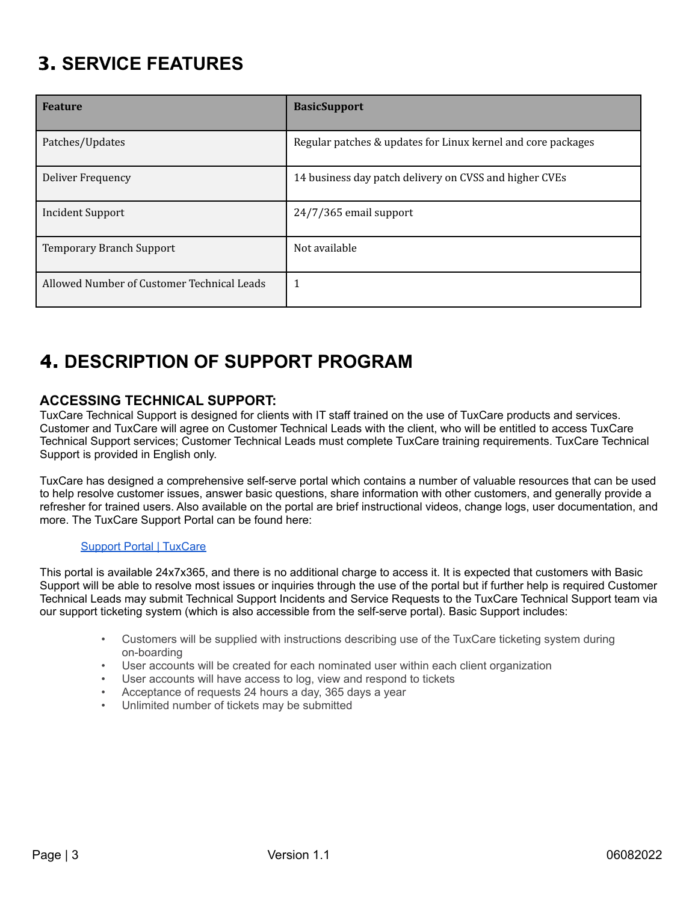# 3. SERVICE FEATURES

| Feature | BasicSupport |
| --- | --- |
| Patches/Updates | Regular patches & updates for Linux kernel and core packages |
| Deliver Frequency | 14 business day patch delivery on CVSS and higher CVEs |
| Incident Support | 24/7/365 email support |
| Temporary Branch Support | Not available |
| Allowed Number of Customer Technical Leads | 1 |

# 4. DESCRIPTION OF SUPPORT PROGRAM

### ACCESSING TECHNICAL SUPPORT:

TuxCare Technical Support is designed for clients with IT staff trained on the use of TuxCare products and services. Customer and TuxCare will agree on Customer Technical Leads with the client, who will be entitled to access TuxCare Technical Support services; Customer Technical Leads must complete TuxCare training requirements. TuxCare Technical Support is provided in English only.

TuxCare has designed a comprehensive self-serve portal which contains a number of valuable resources that can be used to help resolve customer issues, answer basic questions, share information with other customers, and generally provide a refresher for trained users. Also available on the portal are brief instructional videos, change logs, user documentation, and more. The TuxCare Support Portal can be found here:

Support Portal | TuxCare

This portal is available 24x7x365, and there is no additional charge to access it. It is expected that customers with Basic Support will be able to resolve most issues or inquiries through the use of the portal but if further help is required Customer Technical Leads may submit Technical Support Incidents and Service Requests to the TuxCare Technical Support team via our support ticketing system (which is also accessible from the self-serve portal). Basic Support includes:

- Customers will be supplied with instructions describing use of the TuxCare ticketing system during on-boarding
- User accounts will be created for each nominated user within each client organization
- User accounts will have access to log, view and respond to tickets
- Acceptance of requests 24 hours a day, 365 days a year
- Unlimited number of tickets may be submitted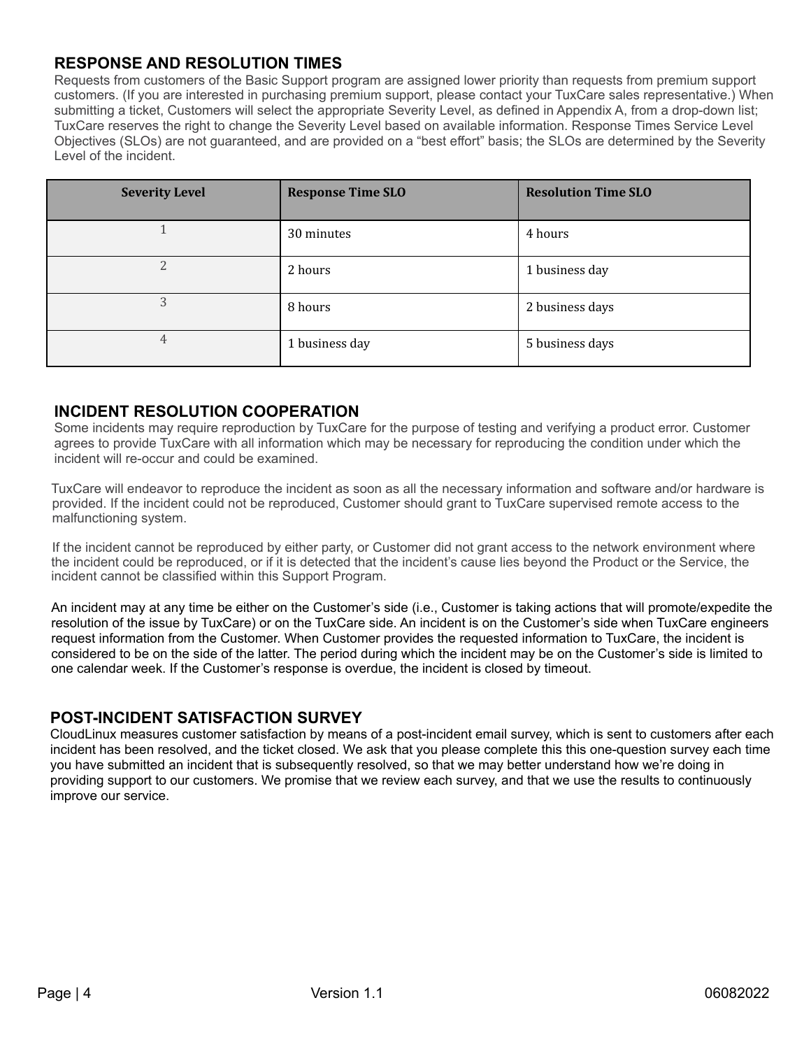## RESPONSE AND RESOLUTION TIMES

Requests from customers of the Basic Support program are assigned lower priority than requests from premium support customers. (If you are interested in purchasing premium support, please contact your TuxCare sales representative.) When submitting a ticket, Customers will select the appropriate Severity Level, as defined in Appendix A, from a drop-down list; TuxCare reserves the right to change the Severity Level based on available information. Response Times Service Level Objectives (SLOs) are not guaranteed, and are provided on a "best effort" basis; the SLOs are determined by the Severity Level of the incident.

| Severity Level | Response Time SLO | Resolution Time SLO |
|---|---|---|
| 1 | 30 minutes | 4 hours |
| 2 | 2 hours | 1 business day |
| 3 | 8 hours | 2 business days |
| 4 | 1 business day | 5 business days |

## INCIDENT RESOLUTION COOPERATION

Some incidents may require reproduction by TuxCare for the purpose of testing and verifying a product error. Customer agrees to provide TuxCare with all information which may be necessary for reproducing the condition under which the incident will re-occur and could be examined.

TuxCare will endeavor to reproduce the incident as soon as all the necessary information and software and/or hardware is provided. If the incident could not be reproduced, Customer should grant to TuxCare supervised remote access to the malfunctioning system.

If the incident cannot be reproduced by either party, or Customer did not grant access to the network environment where the incident could be reproduced, or if it is detected that the incident's cause lies beyond the Product or the Service, the incident cannot be classified within this Support Program.

An incident may at any time be either on the Customer's side (i.e., Customer is taking actions that will promote/expedite the resolution of the issue by TuxCare) or on the TuxCare side. An incident is on the Customer's side when TuxCare engineers request information from the Customer. When Customer provides the requested information to TuxCare, the incident is considered to be on the side of the latter. The period during which the incident may be on the Customer's side is limited to one calendar week. If the Customer's response is overdue, the incident is closed by timeout.

## POST-INCIDENT SATISFACTION SURVEY

CloudLinux measures customer satisfaction by means of a post-incident email survey, which is sent to customers after each incident has been resolved, and the ticket closed. We ask that you please complete this this one-question survey each time you have submitted an incident that is subsequently resolved, so that we may better understand how we're doing in providing support to our customers. We promise that we review each survey, and that we use the results to continuously improve our service.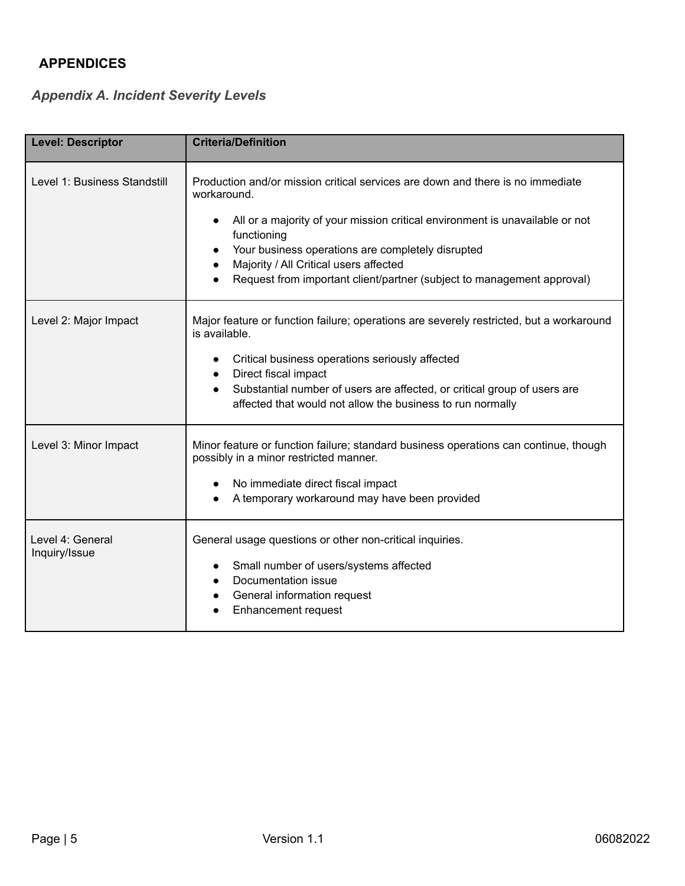## APPENDICES

### *Appendix A. Incident Severity Levels*

| Level: Descriptor | Criteria/Definition |
|---|---|
| Level 1: Business Standstill | Production and/or mission critical services are down and there is no immediate workaround.<br>• All or a majority of your mission critical environment is unavailable or not functioning<br>• Your business operations are completely disrupted<br>• Majority / All Critical users affected<br>• Request from important client/partner (subject to management approval) |
| Level 2: Major Impact | Major feature or function failure; operations are severely restricted, but a workaround is available.<br>• Critical business operations seriously affected<br>• Direct fiscal impact<br>• Substantial number of users are affected, or critical group of users are affected that would not allow the business to run normally |
| Level 3: Minor Impact | Minor feature or function failure; standard business operations can continue, though possibly in a minor restricted manner.<br>• No immediate direct fiscal impact<br>• A temporary workaround may have been provided |
| Level 4: General Inquiry/Issue | General usage questions or other non-critical inquiries.<br>• Small number of users/systems affected<br>• Documentation issue<br>• General information request<br>• Enhancement request |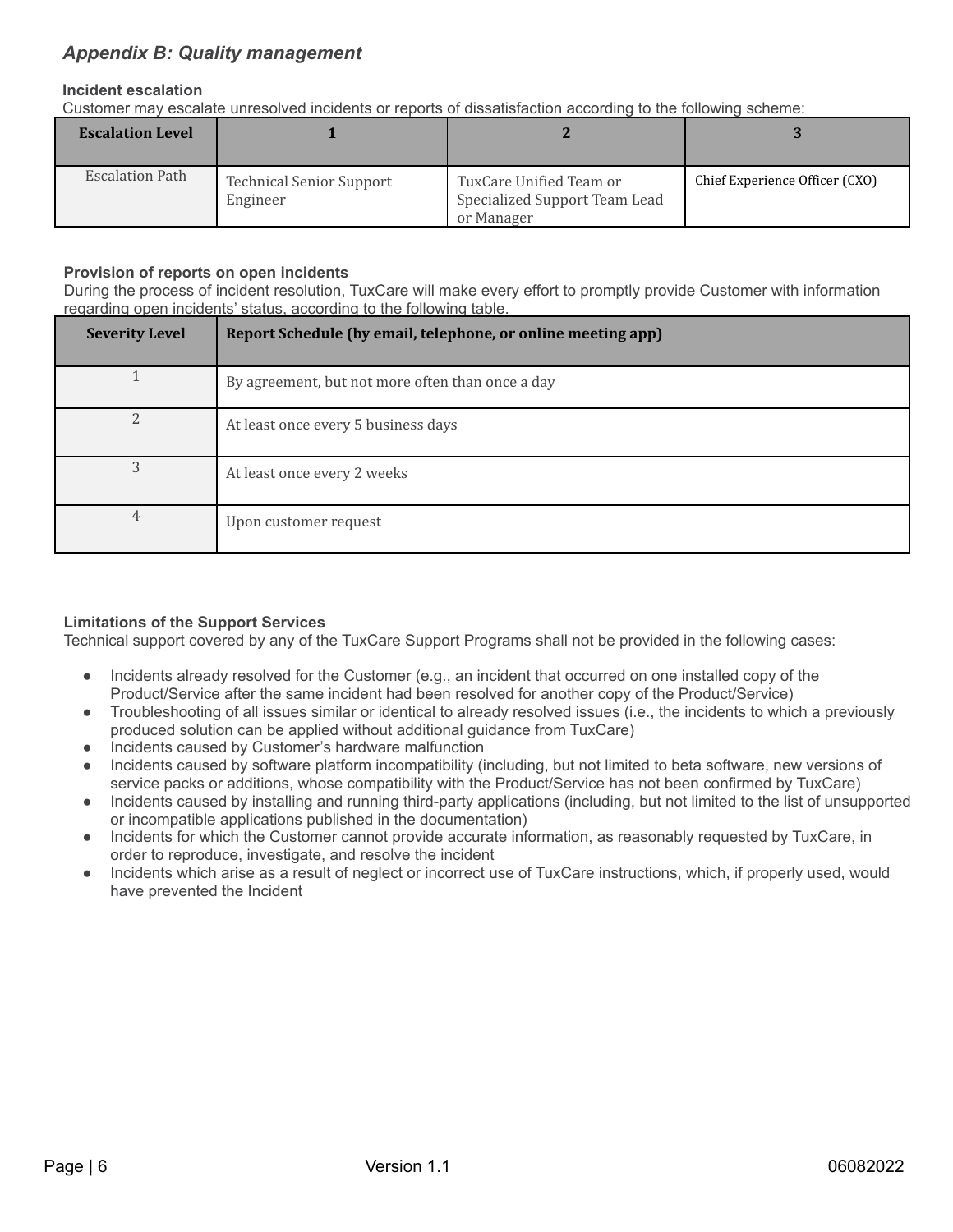## *Appendix B: Quality management*

**Incident escalation**

Customer may escalate unresolved incidents or reports of dissatisfaction according to the following scheme:

| Escalation Level | 1 | 2 | 3 |
|---|---|---|---|
| Escalation Path | Technical Senior Support Engineer | TuxCare Unified Team or Specialized Support Team Lead or Manager | Chief Experience Officer (CXO) |

**Provision of reports on open incidents**

During the process of incident resolution, TuxCare will make every effort to promptly provide Customer with information regarding open incidents' status, according to the following table.

| Severity Level | Report Schedule (by email, telephone, or online meeting app) |
|---|---|
| 1 | By agreement, but not more often than once a day |
| 2 | At least once every 5 business days |
| 3 | At least once every 2 weeks |
| 4 | Upon customer request |

**Limitations of the Support Services**

Technical support covered by any of the TuxCare Support Programs shall not be provided in the following cases:

- Incidents already resolved for the Customer (e.g., an incident that occurred on one installed copy of the Product/Service after the same incident had been resolved for another copy of the Product/Service)
- Troubleshooting of all issues similar or identical to already resolved issues (i.e., the incidents to which a previously produced solution can be applied without additional guidance from TuxCare)
- Incidents caused by Customer's hardware malfunction
- Incidents caused by software platform incompatibility (including, but not limited to beta software, new versions of service packs or additions, whose compatibility with the Product/Service has not been confirmed by TuxCare)
- Incidents caused by installing and running third-party applications (including, but not limited to the list of unsupported or incompatible applications published in the documentation)
- Incidents for which the Customer cannot provide accurate information, as reasonably requested by TuxCare, in order to reproduce, investigate, and resolve the incident
- Incidents which arise as a result of neglect or incorrect use of TuxCare instructions, which, if properly used, would have prevented the Incident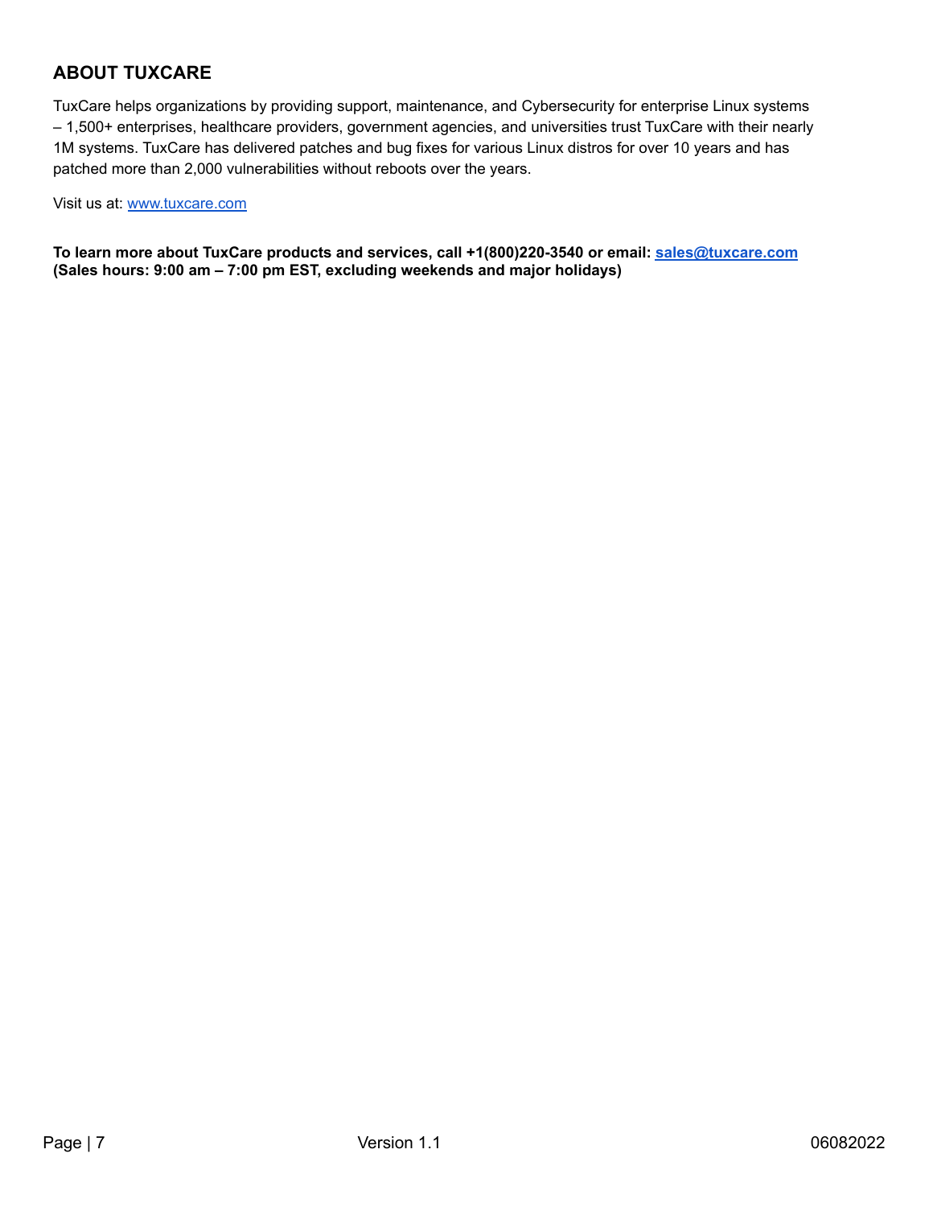## ABOUT TUXCARE

TuxCare helps organizations by providing support, maintenance, and Cybersecurity for enterprise Linux systems – 1,500+ enterprises, healthcare providers, government agencies, and universities trust TuxCare with their nearly 1M systems. TuxCare has delivered patches and bug fixes for various Linux distros for over 10 years and has patched more than 2,000 vulnerabilities without reboots over the years.

Visit us at: [www.tuxcare.com](http://www.tuxcare.com)

**To learn more about TuxCare products and services, call +1(800)220-3540 or email: [sales@tuxcare.com](mailto:sales@tuxcare.com)**
**(Sales hours: 9:00 am – 7:00 pm EST, excluding weekends and major holidays)**